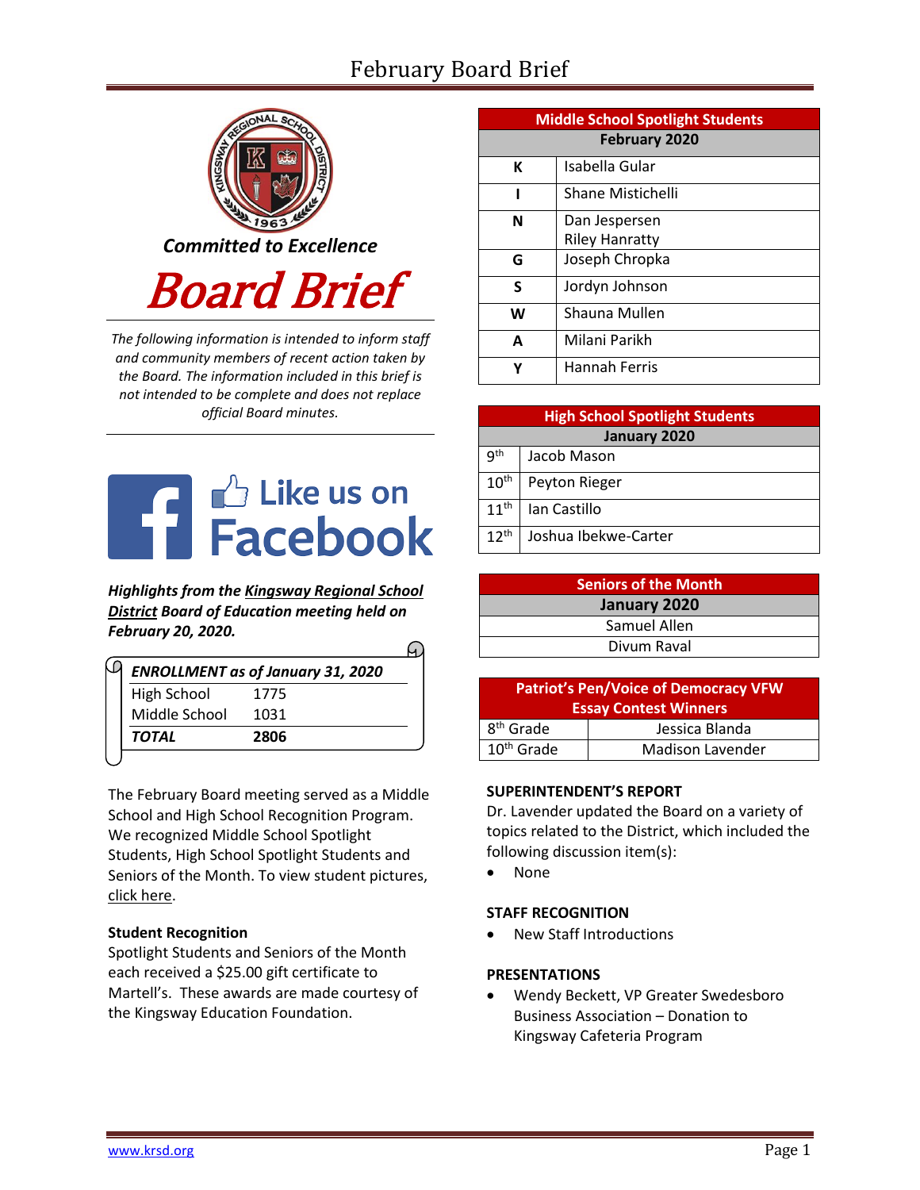# February Board Brief

*Committed to Excellence*

# Board Brief

*The following information is intended to inform staff and community members of recent action taken by the Board. The information included in this brief is not intended to be complete and does not replace official Board minutes.*

Like us on Facebook

***Highlights from the Kingsway Regional School District Board of Education meeting held on February 20, 2020.***

| *ENROLLMENT as of January 31, 2020* | |
|---|---|
| High School | 1775 |
| Middle School | 1031 |
| ***TOTAL*** | **2806** |

The February Board meeting served as a Middle School and High School Recognition Program. We recognized Middle School Spotlight Students, High School Spotlight Students and Seniors of the Month. To view student pictures, click here.

**Student Recognition**
Spotlight Students and Seniors of the Month each received a $25.00 gift certificate to Martell's. These awards are made courtesy of the Kingsway Education Foundation.

| Middle School Spotlight Students | |
|---|---|
| **February 2020** | |
| **K** | Isabella Gular |
| **I** | Shane Mistichelli |
| **N** | Dan Jespersen<br>Riley Hanratty |
| **G** | Joseph Chropka |
| **S** | Jordyn Johnson |
| **W** | Shauna Mullen |
| **A** | Milani Parikh |
| **Y** | Hannah Ferris |

| High School Spotlight Students | |
|---|---|
| **January 2020** | |
| 9th | Jacob Mason |
| 10th | Peyton Rieger |
| 11th | Ian Castillo |
| 12th | Joshua Ibekwe-Carter |

| Seniors of the Month |
|---|
| **January 2020** |
| Samuel Allen |
| Divum Raval |

| Patriot's Pen/Voice of Democracy VFW Essay Contest Winners | |
|---|---|
| 8th Grade | Jessica Blanda |
| 10th Grade | Madison Lavender |

**SUPERINTENDENT'S REPORT**
Dr. Lavender updated the Board on a variety of topics related to the District, which included the following discussion item(s):

- None

**STAFF RECOGNITION**

- New Staff Introductions

**PRESENTATIONS**

- Wendy Beckett, VP Greater Swedesboro Business Association – Donation to Kingsway Cafeteria Program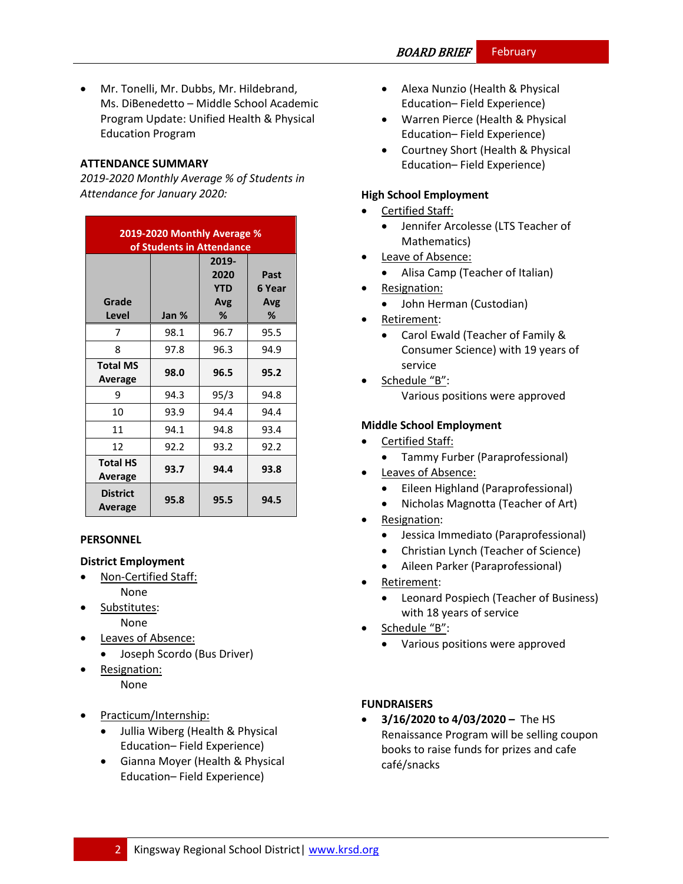- Mr. Tonelli, Mr. Dubbs, Mr. Hildebrand, Ms. DiBenedetto – Middle School Academic Program Update: Unified Health & Physical Education Program

**ATTENDANCE SUMMARY**

*2019-2020 Monthly Average % of Students in Attendance for January 2020:*

| 2019-2020 Monthly Average % of Students in Attendance | | | |
|---|---|---|---|
| **Grade Level** | **Jan %** | **2019-2020 YTD Avg %** | **Past 6 Year Avg %** |
| 7 | 98.1 | 96.7 | 95.5 |
| 8 | 97.8 | 96.3 | 94.9 |
| **Total MS Average** | **98.0** | **96.5** | **95.2** |
| 9 | 94.3 | 95/3 | 94.8 |
| 10 | 93.9 | 94.4 | 94.4 |
| 11 | 94.1 | 94.8 | 93.4 |
| 12 | 92.2 | 93.2 | 92.2 |
| **Total HS Average** | **93.7** | **94.4** | **93.8** |
| **District Average** | **95.8** | **95.5** | **94.5** |

**PERSONNEL**

**District Employment**

- Non-Certified Staff:
  None
- Substitutes:
  None
- Leaves of Absence:
  - Joseph Scordo (Bus Driver)
- Resignation:
  None
- Practicum/Internship:
  - Jullia Wiberg (Health & Physical Education– Field Experience)
  - Gianna Moyer (Health & Physical Education– Field Experience)
  - Alexa Nunzio (Health & Physical Education– Field Experience)
  - Warren Pierce (Health & Physical Education– Field Experience)
  - Courtney Short (Health & Physical Education– Field Experience)

**High School Employment**

- Certified Staff:
  - Jennifer Arcolesse (LTS Teacher of Mathematics)
- Leave of Absence:
  - Alisa Camp (Teacher of Italian)
- Resignation:
  - John Herman (Custodian)
- Retirement:
  - Carol Ewald (Teacher of Family & Consumer Science) with 19 years of service
- Schedule "B":
  Various positions were approved

**Middle School Employment**

- Certified Staff:
  - Tammy Furber (Paraprofessional)
- Leaves of Absence:
  - Eileen Highland (Paraprofessional)
  - Nicholas Magnotta (Teacher of Art)
- Resignation:
  - Jessica Immediato (Paraprofessional)
  - Christian Lynch (Teacher of Science)
  - Aileen Parker (Paraprofessional)
- Retirement:
  - Leonard Pospiech (Teacher of Business) with 18 years of service
- Schedule "B":
  - Various positions were approved

**FUNDRAISERS**

- **3/16/2020 to 4/03/2020 –** The HS Renaissance Program will be selling coupon books to raise funds for prizes and cafe café/snacks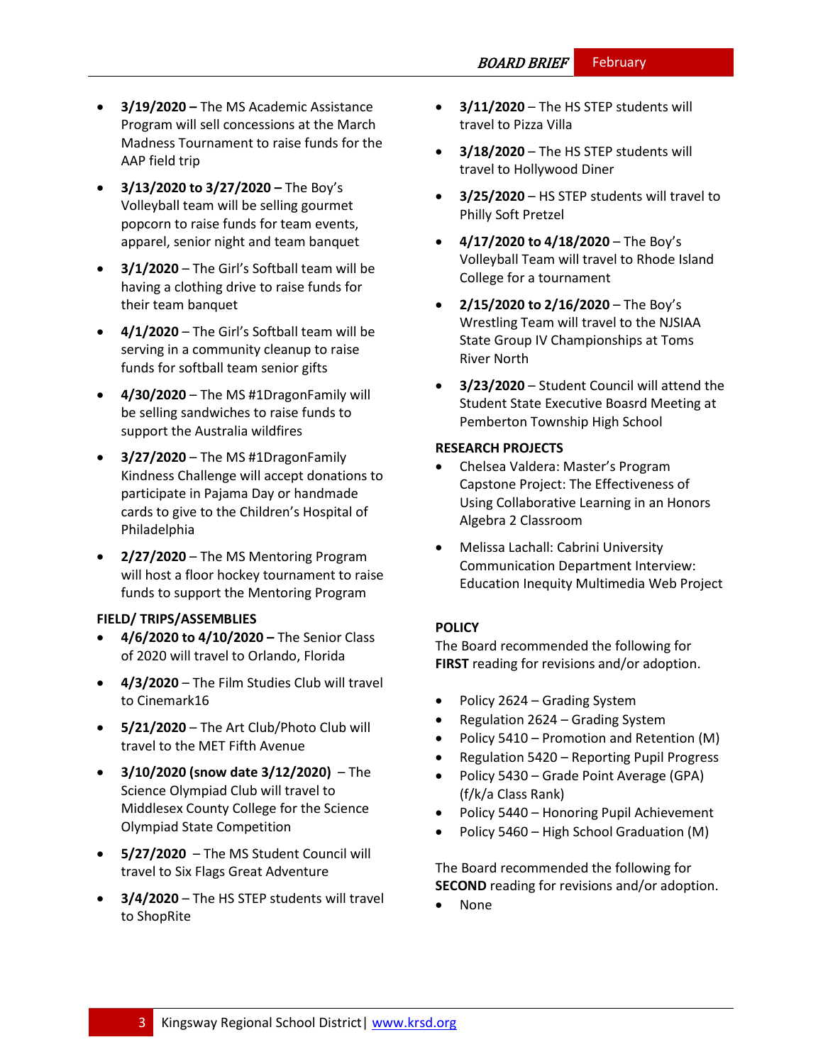- **3/19/2020 –** The MS Academic Assistance Program will sell concessions at the March Madness Tournament to raise funds for the AAP field trip
- **3/13/2020 to 3/27/2020 –** The Boy's Volleyball team will be selling gourmet popcorn to raise funds for team events, apparel, senior night and team banquet
- **3/1/2020** – The Girl's Softball team will be having a clothing drive to raise funds for their team banquet
- **4/1/2020** – The Girl's Softball team will be serving in a community cleanup to raise funds for softball team senior gifts
- **4/30/2020** – The MS #1DragonFamily will be selling sandwiches to raise funds to support the Australia wildfires
- **3/27/2020** – The MS #1DragonFamily Kindness Challenge will accept donations to participate in Pajama Day or handmade cards to give to the Children's Hospital of Philadelphia
- **2/27/2020** – The MS Mentoring Program will host a floor hockey tournament to raise funds to support the Mentoring Program

**FIELD/ TRIPS/ASSEMBLIES**

- **4/6/2020 to 4/10/2020 –** The Senior Class of 2020 will travel to Orlando, Florida
- **4/3/2020** – The Film Studies Club will travel to Cinemark16
- **5/21/2020** – The Art Club/Photo Club will travel to the MET Fifth Avenue
- **3/10/2020 (snow date 3/12/2020)** – The Science Olympiad Club will travel to Middlesex County College for the Science Olympiad State Competition
- **5/27/2020** – The MS Student Council will travel to Six Flags Great Adventure
- **3/4/2020** – The HS STEP students will travel to ShopRite
- **3/11/2020** – The HS STEP students will travel to Pizza Villa
- **3/18/2020** – The HS STEP students will travel to Hollywood Diner
- **3/25/2020** – HS STEP students will travel to Philly Soft Pretzel
- **4/17/2020 to 4/18/2020** – The Boy's Volleyball Team will travel to Rhode Island College for a tournament
- **2/15/2020 to 2/16/2020** – The Boy's Wrestling Team will travel to the NJSIAA State Group IV Championships at Toms River North
- **3/23/2020** – Student Council will attend the Student State Executive Boasrd Meeting at Pemberton Township High School

**RESEARCH PROJECTS**

- Chelsea Valdera: Master's Program Capstone Project: The Effectiveness of Using Collaborative Learning in an Honors Algebra 2 Classroom
- Melissa Lachall: Cabrini University Communication Department Interview: Education Inequity Multimedia Web Project

**POLICY**

The Board recommended the following for **FIRST** reading for revisions and/or adoption.

- Policy 2624 – Grading System
- Regulation 2624 – Grading System
- Policy 5410 – Promotion and Retention (M)
- Regulation 5420 – Reporting Pupil Progress
- Policy 5430 – Grade Point Average (GPA) (f/k/a Class Rank)
- Policy 5440 – Honoring Pupil Achievement
- Policy 5460 – High School Graduation (M)

The Board recommended the following for **SECOND** reading for revisions and/or adoption.

- None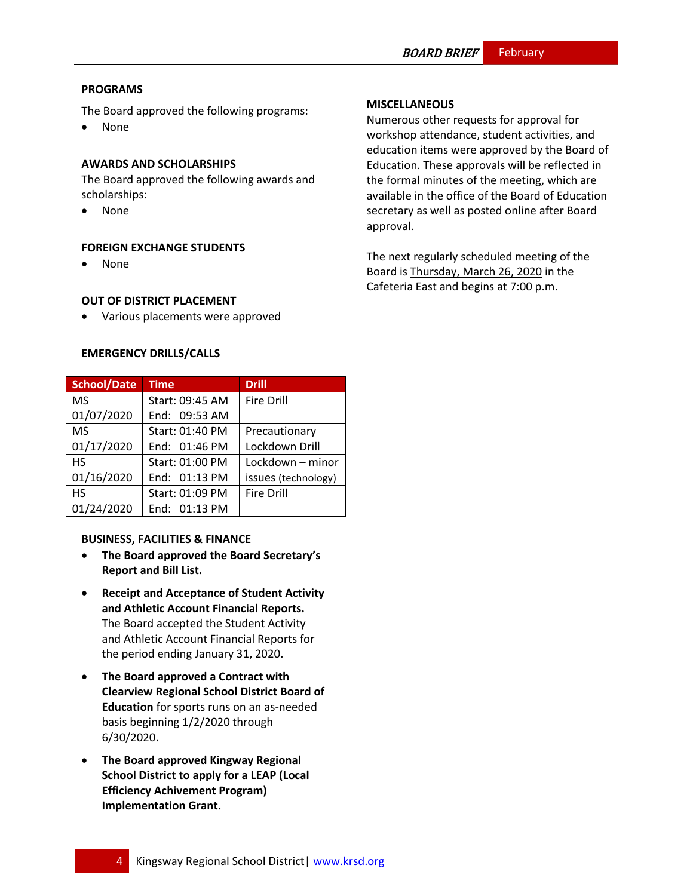### PROGRAMS

The Board approved the following programs:

- None

### AWARDS AND SCHOLARSHIPS

The Board approved the following awards and scholarships:

- None

### FOREIGN EXCHANGE STUDENTS

- None

### OUT OF DISTRICT PLACEMENT

- Various placements were approved

### EMERGENCY DRILLS/CALLS

| School/Date | Time | Drill |
|---|---|---|
| MS 01/07/2020 | Start: 09:45 AM End: 09:53 AM | Fire Drill |
| MS 01/17/2020 | Start: 01:40 PM End: 01:46 PM | Precautionary Lockdown Drill |
| HS 01/16/2020 | Start: 01:00 PM End: 01:13 PM | Lockdown – minor issues (technology) |
| HS 01/24/2020 | Start: 01:09 PM End: 01:13 PM | Fire Drill |

### BUSINESS, FACILITIES & FINANCE

- **The Board approved the Board Secretary's Report and Bill List.**
- **Receipt and Acceptance of Student Activity and Athletic Account Financial Reports.** The Board accepted the Student Activity and Athletic Account Financial Reports for the period ending January 31, 2020.
- **The Board approved a Contract with Clearview Regional School District Board of Education** for sports runs on an as-needed basis beginning 1/2/2020 through 6/30/2020.
- **The Board approved Kingway Regional School District to apply for a LEAP (Local Efficiency Achivement Program) Implementation Grant.**

### MISCELLANEOUS

Numerous other requests for approval for workshop attendance, student activities, and education items were approved by the Board of Education. These approvals will be reflected in the formal minutes of the meeting, which are available in the office of the Board of Education secretary as well as posted online after Board approval.

The next regularly scheduled meeting of the Board is Thursday, March 26, 2020 in the Cafeteria East and begins at 7:00 p.m.